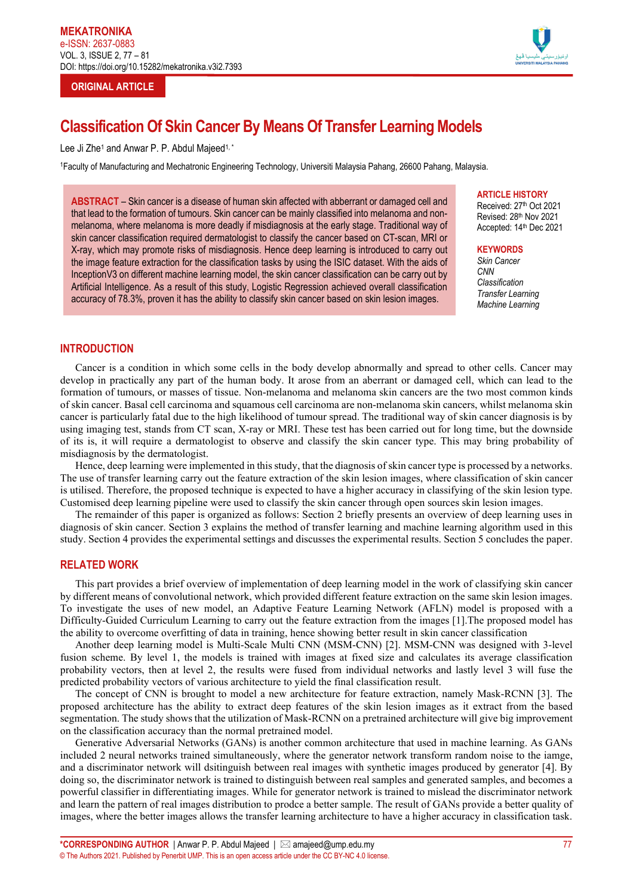**ORIGINAL ARTICLE**

# Classification Of Skin Cancer By Means Of Transfer Learning Models

Lee Ji Zhe[1] and Anwar P. P. Abdul Majeed[1,*]

[1]Faculty of Manufacturing and Mechatronic Engineering Technology, Universiti Malaysia Pahang, 26600 Pahang, Malaysia.

**ABSTRACT** – Skin cancer is a disease of human skin affected with abberrant or damaged cell and that lead to the formation of tumours. Skin cancer can be mainly classified into melanoma and non-melanoma, where melanoma is more deadly if misdiagnosis at the early stage. Traditional way of skin cancer classification required dermatologist to classify the cancer based on CT-scan, MRI or X-ray, which may promote risks of misdiagnosis. Hence deep learning is introduced to carry out the image feature extraction for the classification tasks by using the ISIC dataset. With the aids of InceptionV3 on different machine learning model, the skin cancer classification can be carry out by Artificial Intelligence. As a result of this study, Logistic Regression achieved overall classification accuracy of 78.3%, proven it has the ability to classify skin cancer based on skin lesion images.

**ARTICLE HISTORY**
Received: 27th Oct 2021
Revised: 28th Nov 2021
Accepted: 14th Dec 2021

**KEYWORDS**
*Skin Cancer*
*CNN*
*Classification*
*Transfer Learning*
*Machine Learning*

## INTRODUCTION

Cancer is a condition in which some cells in the body develop abnormally and spread to other cells. Cancer may develop in practically any part of the human body. It arose from an aberrant or damaged cell, which can lead to the formation of tumours, or masses of tissue. Non-melanoma and melanoma skin cancers are the two most common kinds of skin cancer. Basal cell carcinoma and squamous cell carcinoma are non-melanoma skin cancers, whilst melanoma skin cancer is particularly fatal due to the high likelihood of tumour spread. The traditional way of skin cancer diagnosis is by using imaging test, stands from CT scan, X-ray or MRI. These test has been carried out for long time, but the downside of its is, it will require a dermatologist to observe and classify the skin cancer type. This may bring probability of misdiagnosis by the dermatologist.

Hence, deep learning were implemented in this study, that the diagnosis of skin cancer type is processed by a networks. The use of transfer learning carry out the feature extraction of the skin lesion images, where classification of skin cancer is utilised. Therefore, the proposed technique is expected to have a higher accuracy in classifying of the skin lesion type. Customised deep learning pipeline were used to classify the skin cancer through open sources skin lesion images.

The remainder of this paper is organized as follows: Section 2 briefly presents an overview of deep learning uses in diagnosis of skin cancer. Section 3 explains the method of transfer learning and machine learning algorithm used in this study. Section 4 provides the experimental settings and discusses the experimental results. Section 5 concludes the paper.

## RELATED WORK

This part provides a brief overview of implementation of deep learning model in the work of classifying skin cancer by different means of convolutional network, which provided different feature extraction on the same skin lesion images. To investigate the uses of new model, an Adaptive Feature Learning Network (AFLN) model is proposed with a Difficulty-Guided Curriculum Learning to carry out the feature extraction from the images [1].The proposed model has the ability to overcome overfitting of data in training, hence showing better result in skin cancer classification

Another deep learning model is Multi-Scale Multi CNN (MSM-CNN) [2]. MSM-CNN was designed with 3-level fusion scheme. By level 1, the models is trained with images at fixed size and calculates its average classification probability vectors, then at level 2, the results were fused from individual networks and lastly level 3 will fuse the predicted probability vectors of various architecture to yield the final classification result.

The concept of CNN is brought to model a new architecture for feature extraction, namely Mask-RCNN [3]. The proposed architecture has the ability to extract deep features of the skin lesion images as it extract from the based segmentation. The study shows that the utilization of Mask-RCNN on a pretrained architecture will give big improvement on the classification accuracy than the normal pretrained model.

Generative Adversarial Networks (GANs) is another common architecture that used in machine learning. As GANs included 2 neural networks trained simultaneously, where the generator network transform random noise to the iamge, and a discriminator network will dsitinguish between real images with synthetic images produced by generator [4]. By doing so, the discriminator network is trained to distinguish between real samples and generated samples, and becomes a powerful classifier in differentiating images. While for generator network is trained to mislead the discriminator network and learn the pattern of real images distribution to prodce a better sample. The result of GANs provide a better quality of images, where the better images allows the transfer learning architecture to have a higher accuracy in classification task.

*CORRESPONDING AUTHOR | Anwar P. P. Abdul Majeed | amajeed@ump.edu.my
© The Authors 2021. Published by Penerbit UMP. This is an open access article under the CC BY-NC 4.0 license.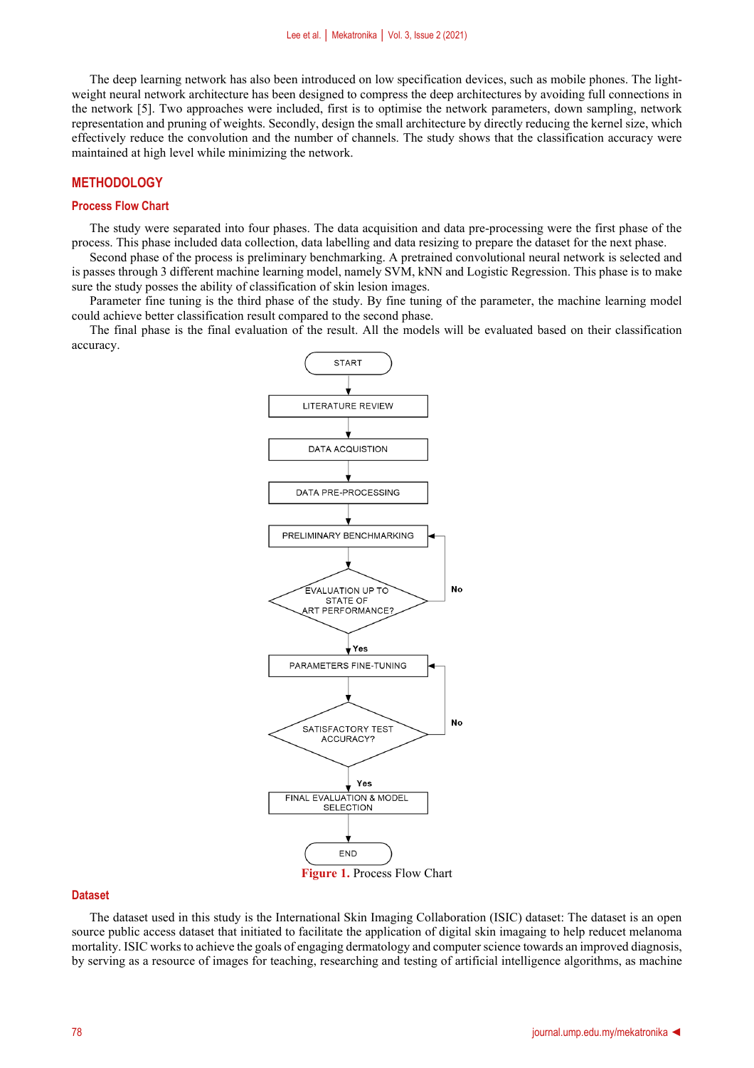The deep learning network has also been introduced on low specification devices, such as mobile phones. The light-weight neural network architecture has been designed to compress the deep architectures by avoiding full connections in the network [5]. Two approaches were included, first is to optimise the network parameters, down sampling, network representation and pruning of weights. Secondly, design the small architecture by directly reducing the kernel size, which effectively reduce the convolution and the number of channels. The study shows that the classification accuracy were maintained at high level while minimizing the network.

## METHODOLOGY

### Process Flow Chart

The study were separated into four phases. The data acquisition and data pre-processing were the first phase of the process. This phase included data collection, data labelling and data resizing to prepare the dataset for the next phase.

Second phase of the process is preliminary benchmarking. A pretrained convolutional neural network is selected and is passes through 3 different machine learning model, namely SVM, kNN and Logistic Regression. This phase is to make sure the study posses the ability of classification of skin lesion images.

Parameter fine tuning is the third phase of the study. By fine tuning of the parameter, the machine learning model could achieve better classification result compared to the second phase.

The final phase is the final evaluation of the result. All the models will be evaluated based on their classification accuracy.

START

LITERATURE REVIEW

DATA ACQUISTION

DATA PRE-PROCESSING

PRELIMINARY BENCHMARKING

EVALUATION UP TO STATE OF ART PERFORMANCE?

No

Yes

PARAMETERS FINE-TUNING

SATISFACTORY TEST ACCURACY?

No

Yes

FINAL EVALUATION & MODEL SELECTION

END

**Figure 1.** Process Flow Chart

### Dataset

The dataset used in this study is the International Skin Imaging Collaboration (ISIC) dataset: The dataset is an open source public access dataset that initiated to facilitate the application of digital skin imaging to help reducet melanoma mortality. ISIC works to achieve the goals of engaging dermatology and computer science towards an improved diagnosis, by serving as a resource of images for teaching, researching and testing of artificial intelligence algorithms, as machine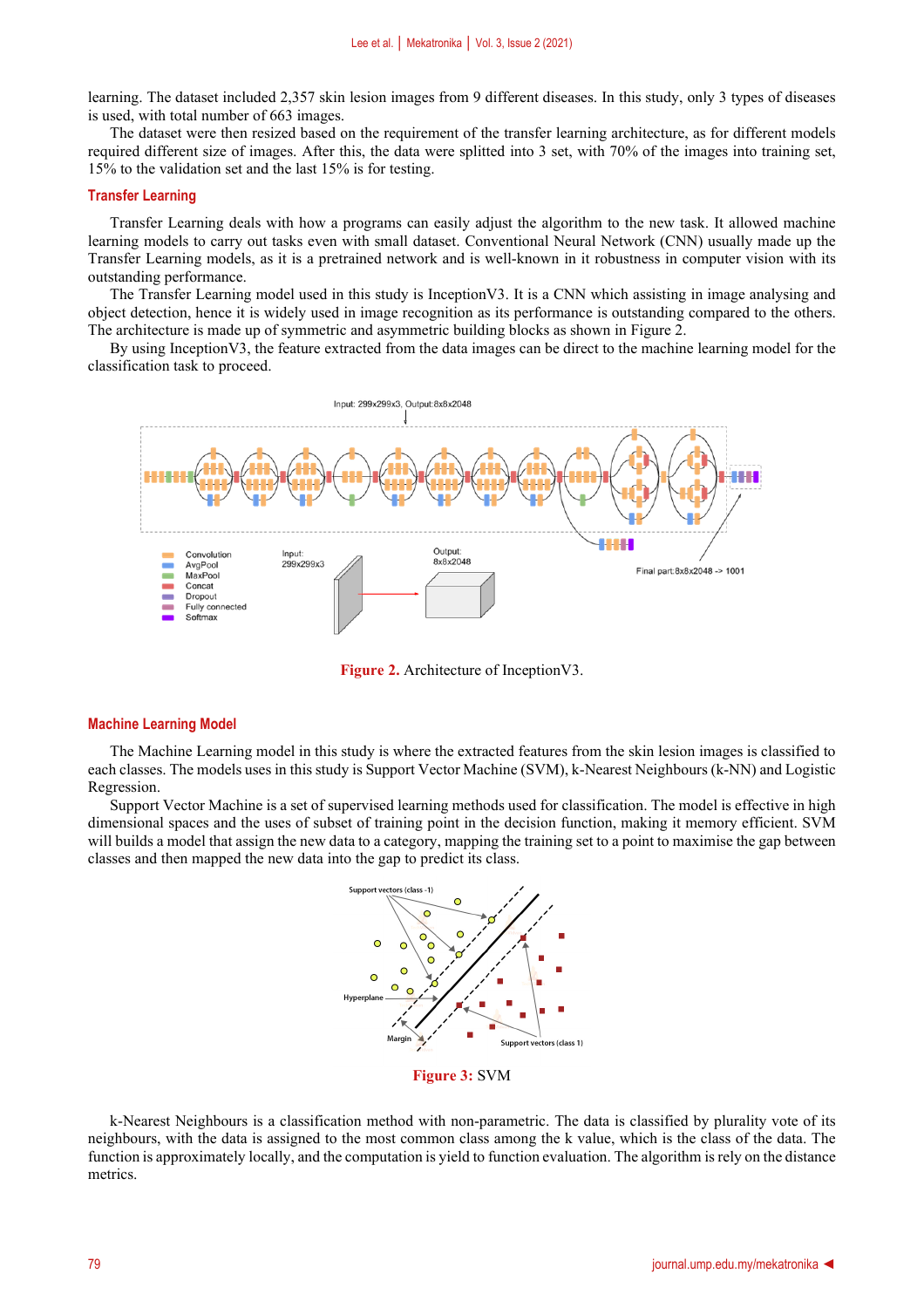learning. The dataset included 2,357 skin lesion images from 9 different diseases. In this study, only 3 types of diseases is used, with total number of 663 images.

The dataset were then resized based on the requirement of the transfer learning architecture, as for different models required different size of images. After this, the data were splitted into 3 set, with 70% of the images into training set, 15% to the validation set and the last 15% is for testing.

## Transfer Learning

Transfer Learning deals with how a programs can easily adjust the algorithm to the new task. It allowed machine learning models to carry out tasks even with small dataset. Conventional Neural Network (CNN) usually made up the Transfer Learning models, as it is a pretrained network and is well-known in it robustness in computer vision with its outstanding performance.

The Transfer Learning model used in this study is InceptionV3. It is a CNN which assisting in image analysing and object detection, hence it is widely used in image recognition as its performance is outstanding compared to the others. The architecture is made up of symmetric and asymmetric building blocks as shown in Figure 2.

By using InceptionV3, the feature extracted from the data images can be direct to the machine learning model for the classification task to proceed.

Input: 299x299x3, Output:8x8x2048

Convolution
AvgPool
MaxPool
Concat
Dropout
Fully connected
Softmax

Input:
299x299x3

Output:
8x8x2048

Final part:8x8x2048 -> 1001

**Figure 2.** Architecture of InceptionV3.

## Machine Learning Model

The Machine Learning model in this study is where the extracted features from the skin lesion images is classified to each classes. The models uses in this study is Support Vector Machine (SVM), k-Nearest Neighbours (k-NN) and Logistic Regression.

Support Vector Machine is a set of supervised learning methods used for classification. The model is effective in high dimensional spaces and the uses of subset of training point in the decision function, making it memory efficient. SVM will builds a model that assign the new data to a category, mapping the training set to a point to maximise the gap between classes and then mapped the new data into the gap to predict its class.

Support vectors (class -1)

Hyperplane

Margin

Support vectors (class 1)

**Figure 3:** SVM

k-Nearest Neighbours is a classification method with non-parametric. The data is classified by plurality vote of its neighbours, with the data is assigned to the most common class among the k value, which is the class of the data. The function is approximately locally, and the computation is yield to function evaluation. The algorithm is rely on the distance metrics.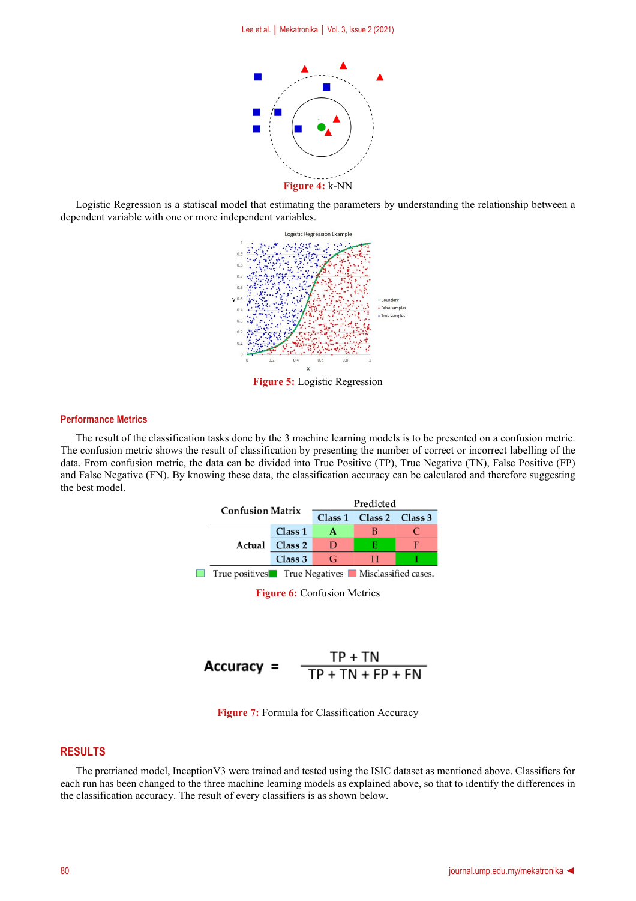Figure 4: k-NN

Logistic Regression is a statiscal model that estimating the parameters by understanding the relationship between a dependent variable with one or more independent variables.

Logistic Regression Example

Boundary
False samples
True samples

Figure 5: Logistic Regression

## Performance Metrics

The result of the classification tasks done by the 3 machine learning models is to be presented on a confusion metric. The confusion metric shows the result of classification by presenting the number of correct or incorrect labelling of the data. From confusion metric, the data can be divided into True Positive (TP), True Negative (TN), False Positive (FP) and False Negative (FN). By knowing these data, the classification accuracy can be calculated and therefore suggesting the best model.

| Confusion Matrix | | Predicted | | |
|---|---|---|---|---|
| | | Class 1 | Class 2 | Class 3 |
| Actual | Class 1 | A | B | C |
| | Class 2 | D | E | F |
| | Class 3 | G | H | I |

True positives | True Negatives | Misclassified cases.

Figure 6: Confusion Metrics

$$\text{Accuracy} = \frac{TP + TN}{TP + TN + FP + FN}$$

Figure 7: Formula for Classification Accuracy

## RESULTS

The pretrianed model, InceptionV3 were trained and tested using the ISIC dataset as mentioned above. Classifiers for each run has been changed to the three machine learning models as explained above, so that to identify the differences in the classification accuracy. The result of every classifiers is as shown below.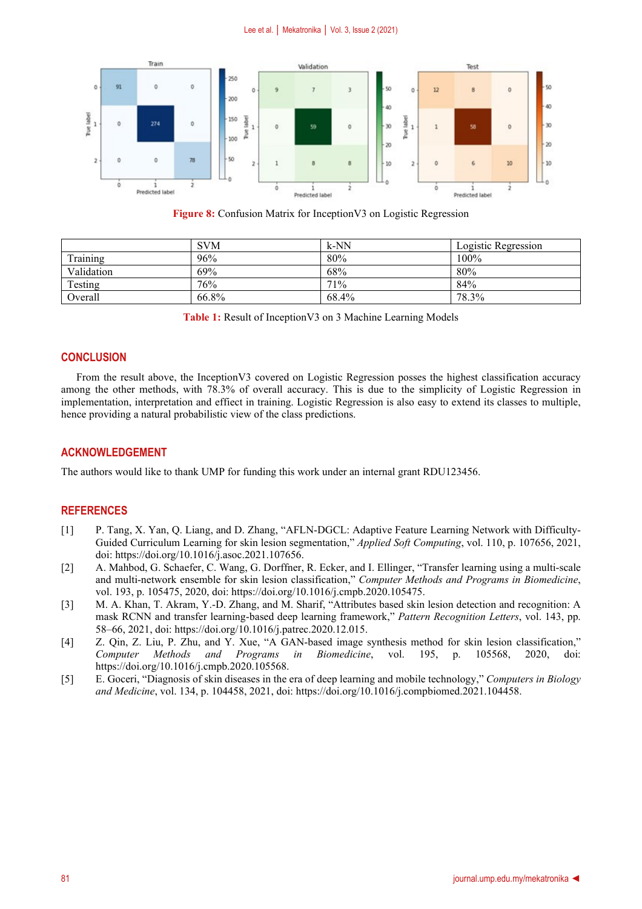Train

0 | 91 | 0 | 0
1 | 0 | 274 | 0
2 | 0 | 0 | 78

True label

Predicted label

0 1 2

250 200 150 100 50 0

Validation

0 | 9 | 7 | 3
1 | 0 | 59 | 0
2 | 1 | 8 | 8

True label

Predicted label

0 1 2

50 40 30 20 10 0

Test

0 | 12 | 8 | 0
1 | 1 | 58 | 0
2 | 0 | 6 | 10

True label

Predicted label

0 1 2

50 40 30 20 10 0

**Figure 8:** Confusion Matrix for InceptionV3 on Logistic Regression

| | SVM | k-NN | Logistic Regression |
|---|---|---|---|
| Training | 96% | 80% | 100% |
| Validation | 69% | 68% | 80% |
| Testing | 76% | 71% | 84% |
| Overall | 66.8% | 68.4% | 78.3% |

**Table 1:** Result of InceptionV3 on 3 Machine Learning Models

## CONCLUSION

From the result above, the InceptionV3 covered on Logistic Regression posses the highest classification accuracy among the other methods, with 78.3% of overall accuracy. This is due to the simplicity of Logistic Regression in implementation, interpretation and effect in training. Logistic Regression is also easy to extend its classes to multiple, hence providing a natural probabilistic view of the class predictions.

## ACKNOWLEDGEMENT

The authors would like to thank UMP for funding this work under an internal grant RDU123456.

## REFERENCES

[1] P. Tang, X. Yan, Q. Liang, and D. Zhang, "AFLN-DGCL: Adaptive Feature Learning Network with Difficulty-Guided Curriculum Learning for skin lesion segmentation," *Applied Soft Computing*, vol. 110, p. 107656, 2021, doi: https://doi.org/10.1016/j.asoc.2021.107656.

[2] A. Mahbod, G. Schaefer, C. Wang, G. Dorffner, R. Ecker, and I. Ellinger, "Transfer learning using a multi-scale and multi-network ensemble for skin lesion classification," *Computer Methods and Programs in Biomedicine*, vol. 193, p. 105475, 2020, doi: https://doi.org/10.1016/j.cmpb.2020.105475.

[3] M. A. Khan, T. Akram, Y.-D. Zhang, and M. Sharif, "Attributes based skin lesion detection and recognition: A mask RCNN and transfer learning-based deep learning framework," *Pattern Recognition Letters*, vol. 143, pp. 58–66, 2021, doi: https://doi.org/10.1016/j.patrec.2020.12.015.

[4] Z. Qin, Z. Liu, P. Zhu, and Y. Xue, "A GAN-based image synthesis method for skin lesion classification," *Computer Methods and Programs in Biomedicine*, vol. 195, p. 105568, 2020, doi: https://doi.org/10.1016/j.cmpb.2020.105568.

[5] E. Goceri, "Diagnosis of skin diseases in the era of deep learning and mobile technology," *Computers in Biology and Medicine*, vol. 134, p. 104458, 2021, doi: https://doi.org/10.1016/j.compbiomed.2021.104458.